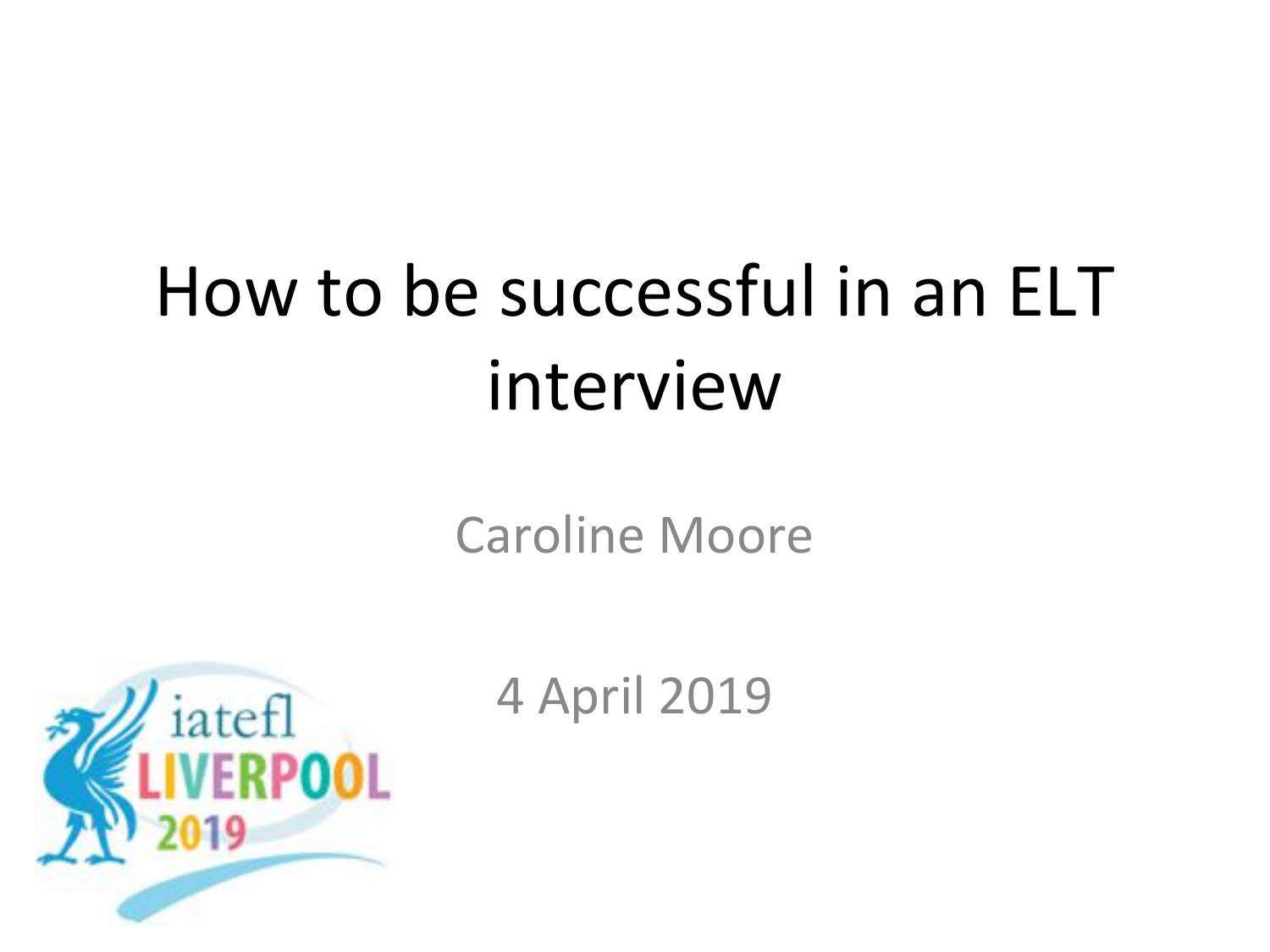# How to be successful in an ELT interview

Caroline Moore

4 April 2019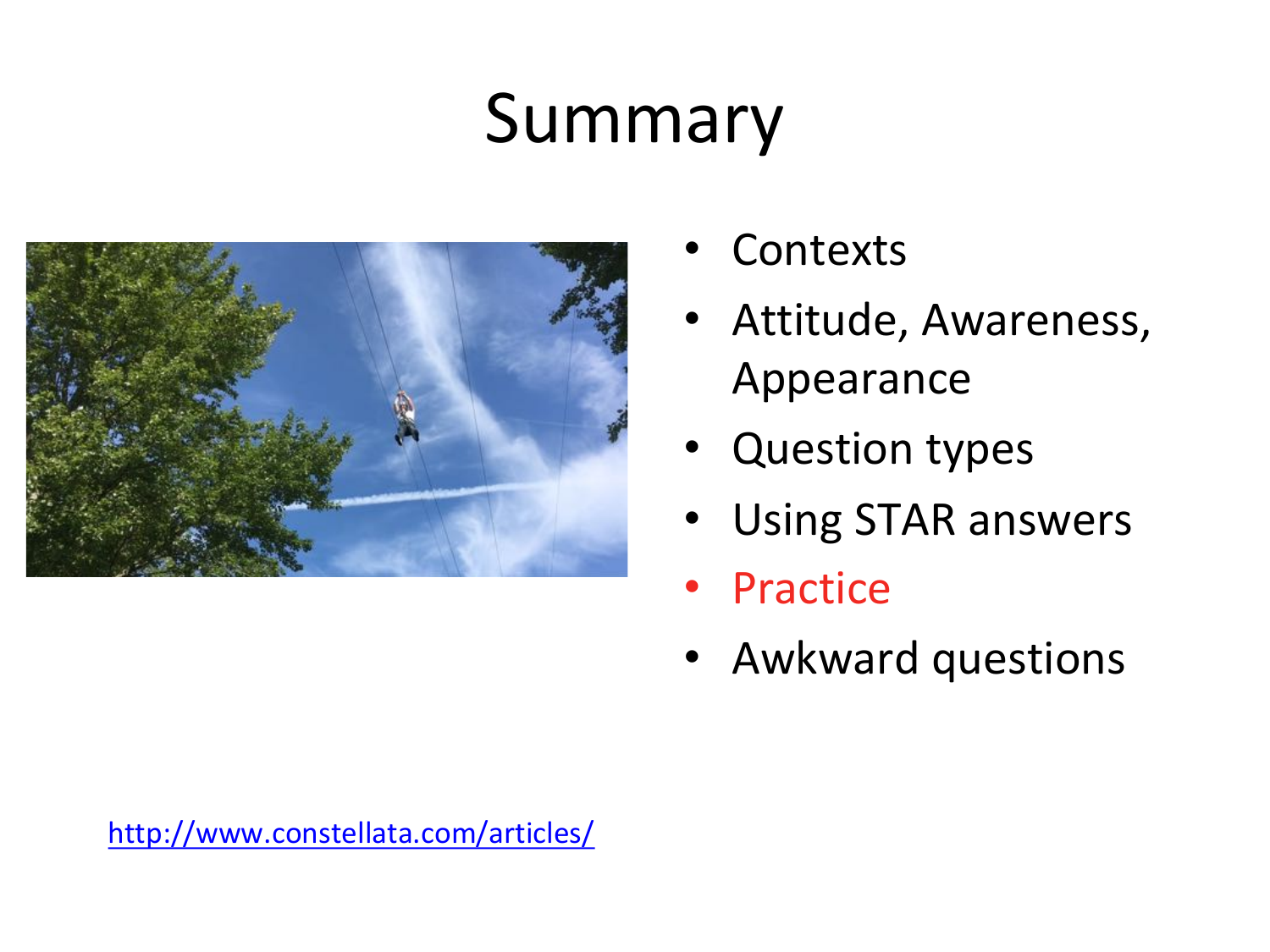# Summary

- Contexts
- Attitude, Awareness, Appearance
- Question types
- Using STAR answers
- Practice
- Awkward questions

http://www.constellata.com/articles/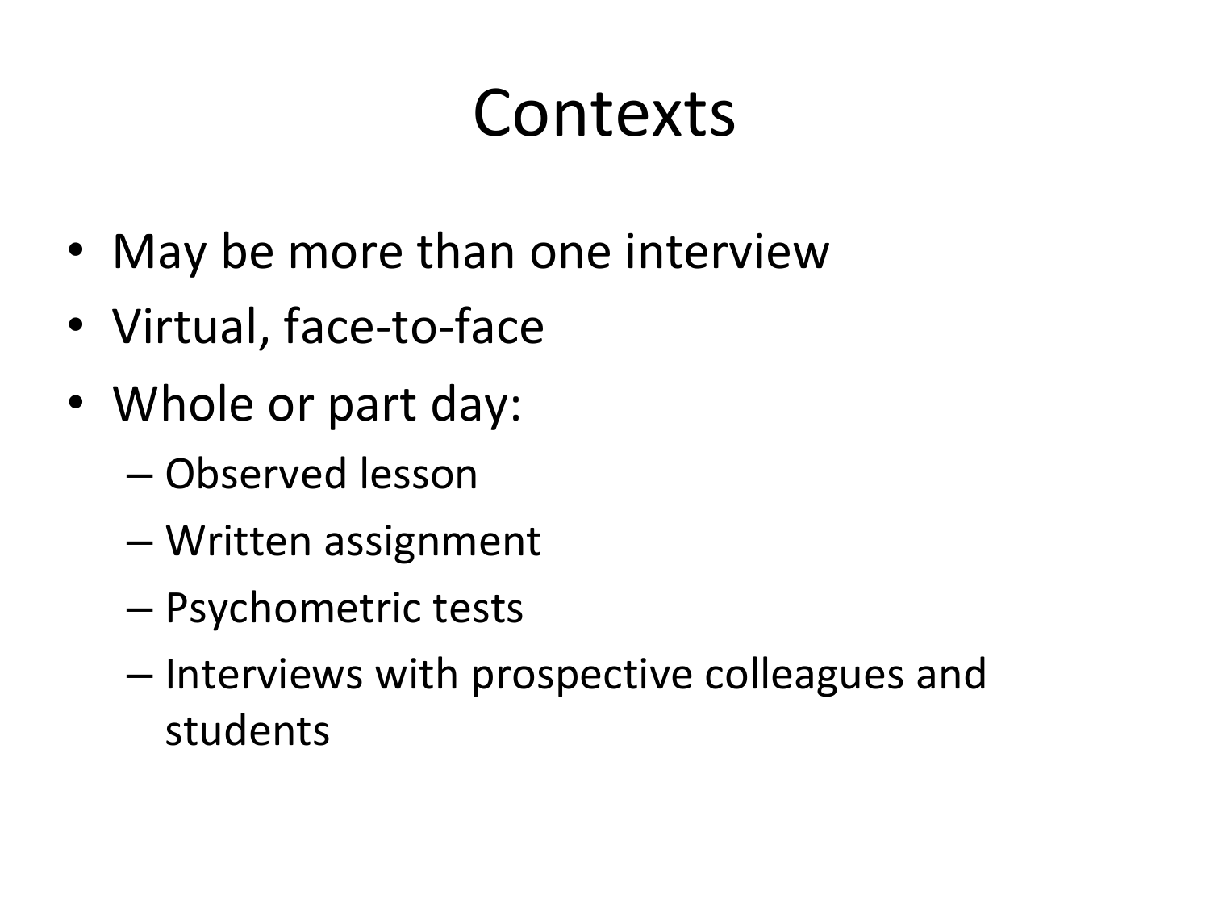# Contexts

- May be more than one interview
- Virtual, face-to-face
- Whole or part day:
  - Observed lesson
  - Written assignment
  - Psychometric tests
  - Interviews with prospective colleagues and students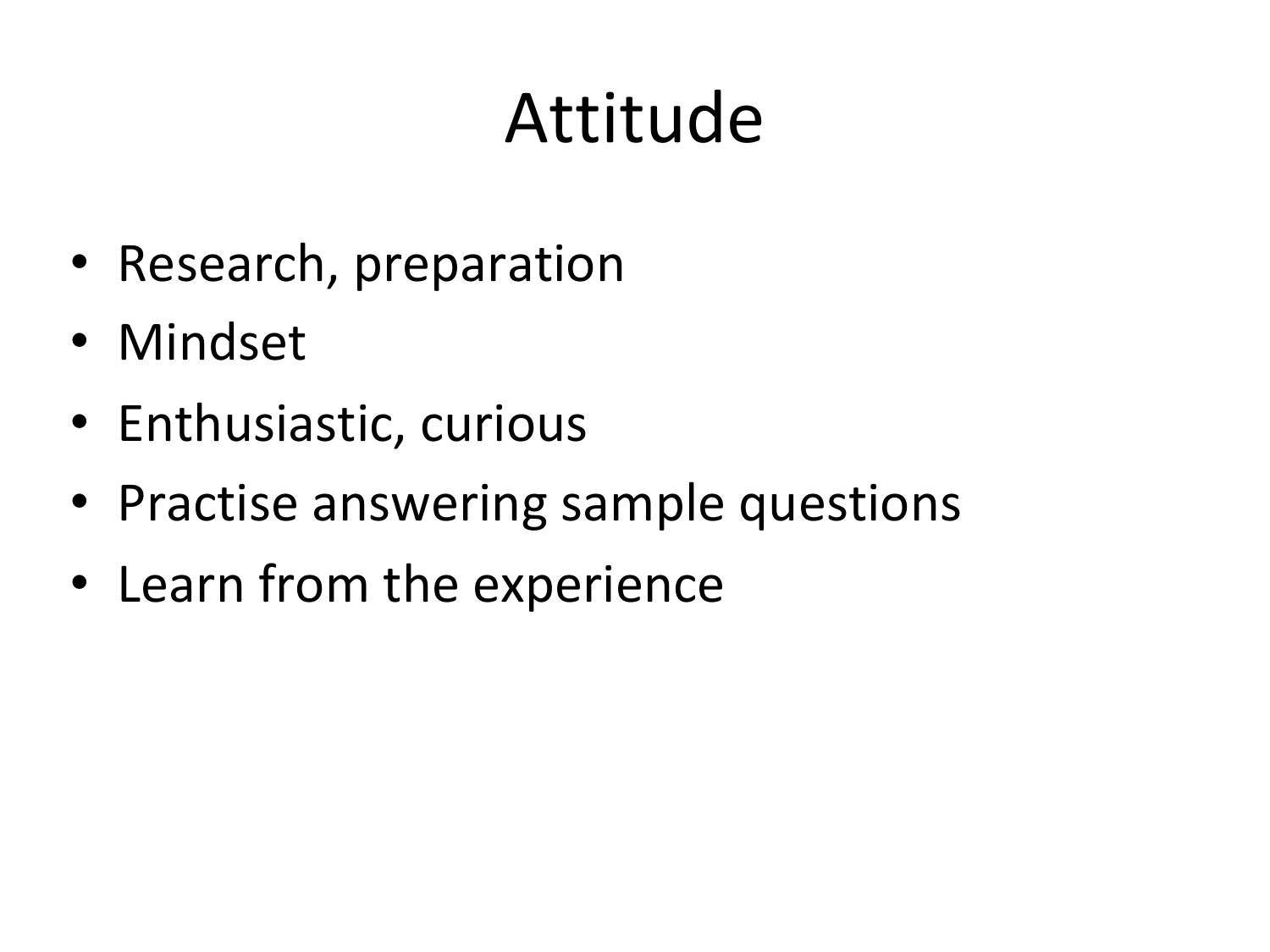# Attitude

- Research, preparation
- Mindset
- Enthusiastic, curious
- Practise answering sample questions
- Learn from the experience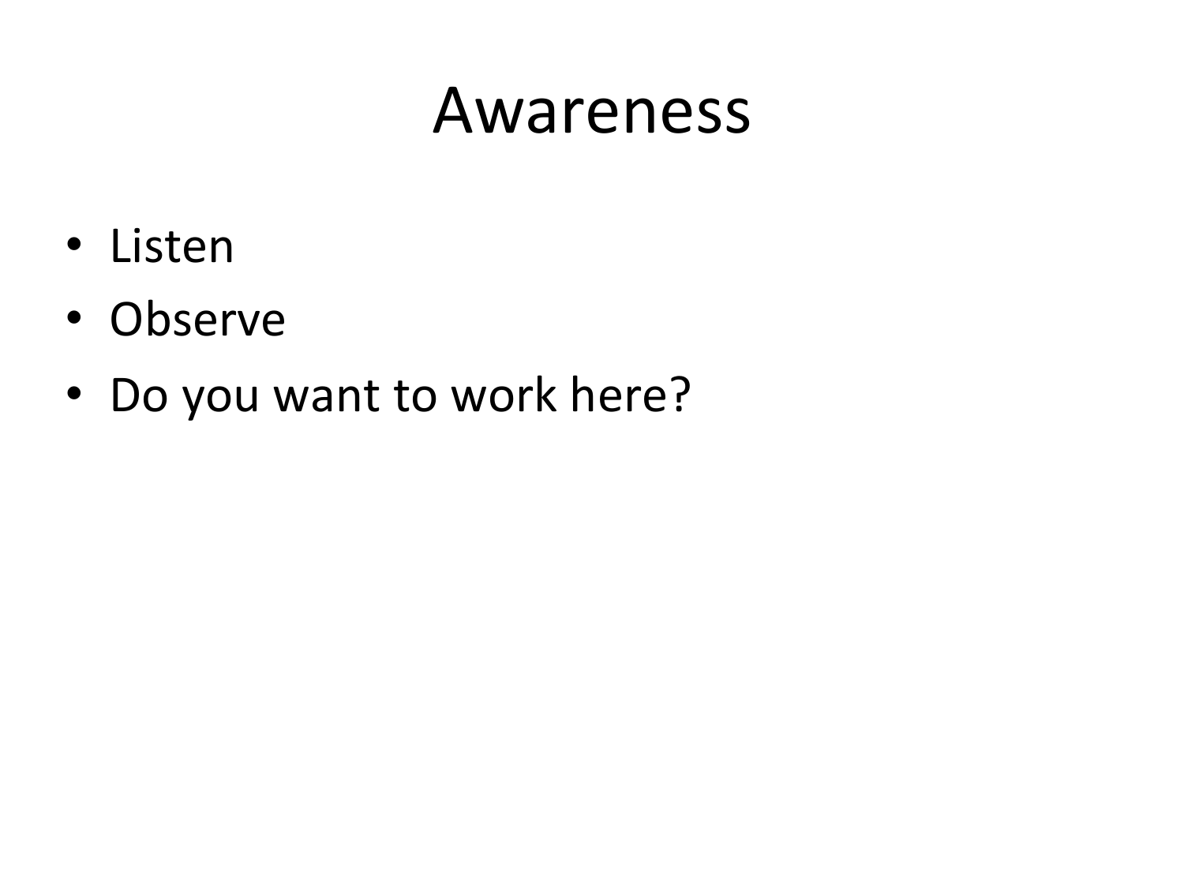# Awareness

- Listen
- Observe
- Do you want to work here?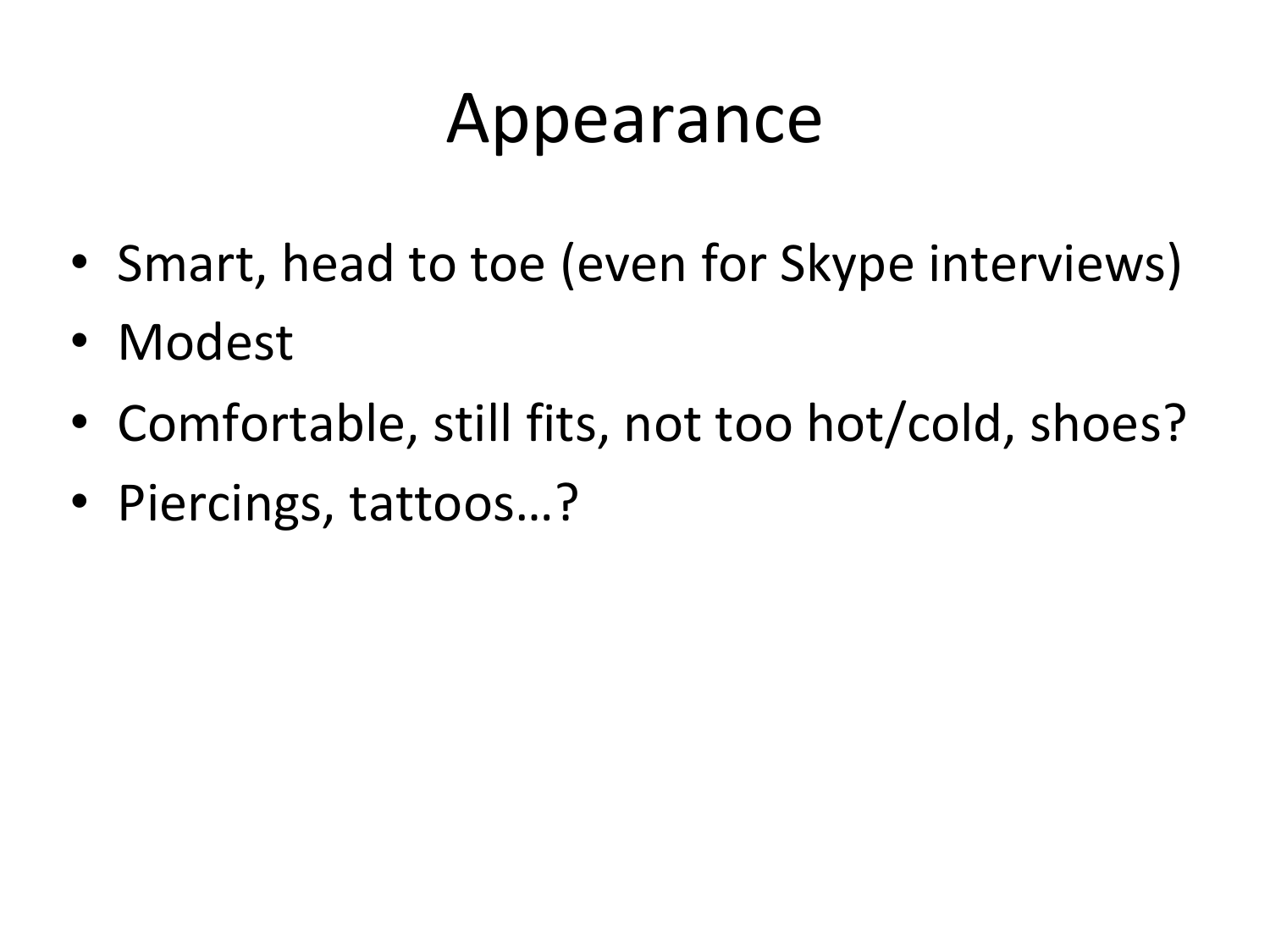# Appearance

- Smart, head to toe (even for Skype interviews)
- Modest
- Comfortable, still fits, not too hot/cold, shoes?
- Piercings, tattoos…?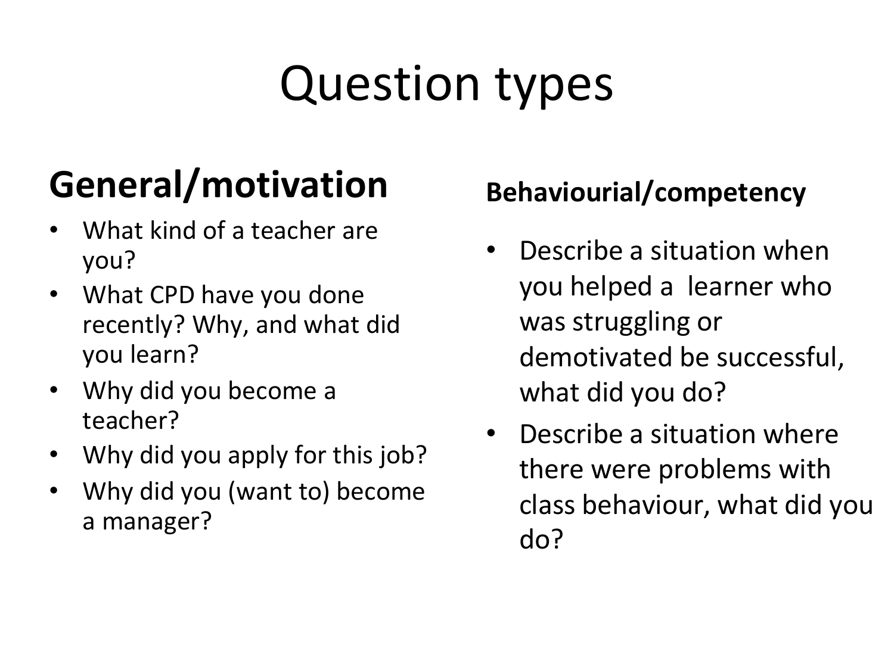# Question types

## General/motivation

- What kind of a teacher are you?
- What CPD have you done recently? Why, and what did you learn?
- Why did you become a teacher?
- Why did you apply for this job?
- Why did you (want to) become a manager?

## Behaviourial/competency

- Describe a situation when you helped a learner who was struggling or demotivated be successful, what did you do?
- Describe a situation where there were problems with class behaviour, what did you do?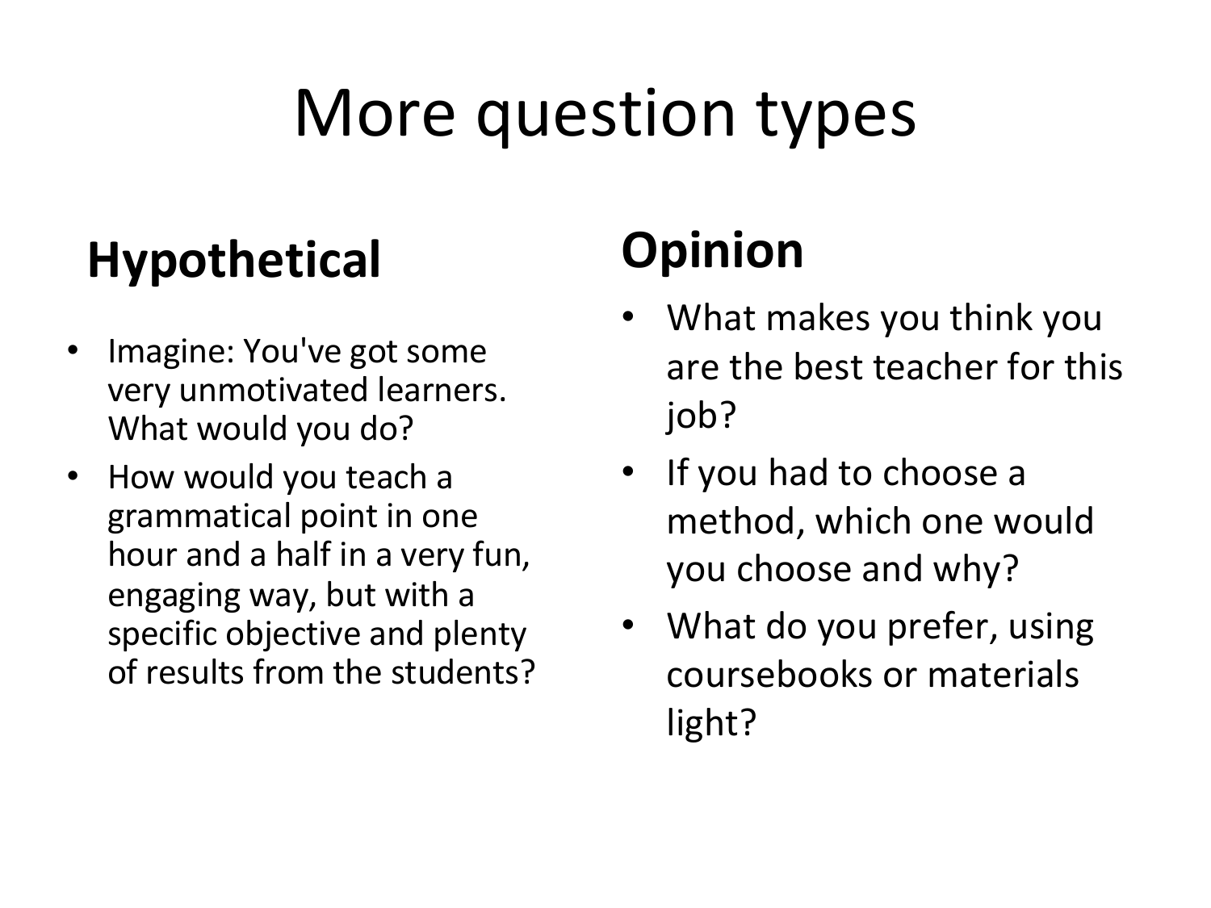# More question types

## Hypothetical

- Imagine: You've got some very unmotivated learners. What would you do?
- How would you teach a grammatical point in one hour and a half in a very fun, engaging way, but with a specific objective and plenty of results from the students?

## Opinion

- What makes you think you are the best teacher for this job?
- If you had to choose a method, which one would you choose and why?
- What do you prefer, using coursebooks or materials light?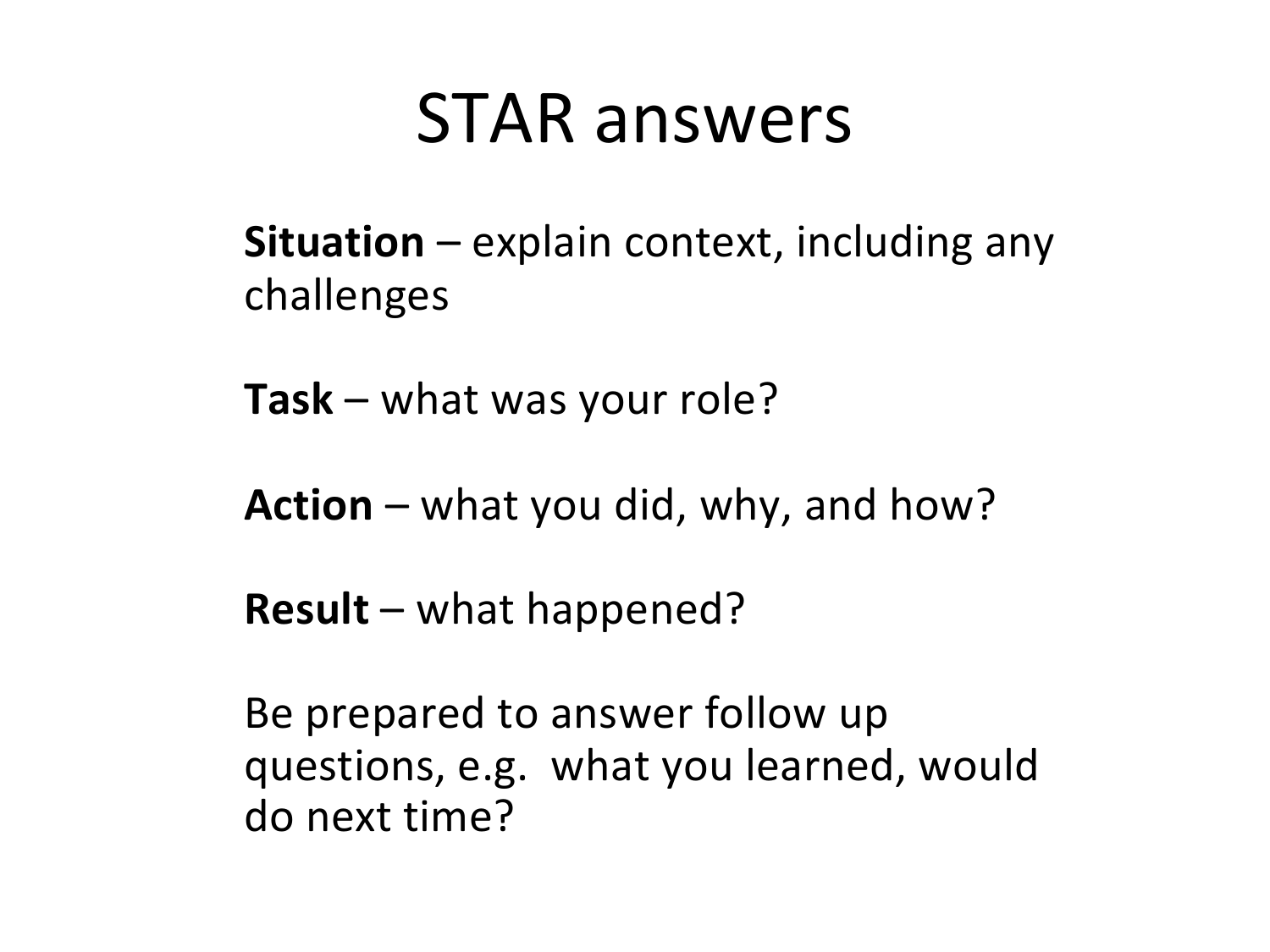# STAR answers

**Situation** – explain context, including any challenges

**Task** – what was your role?

**Action** – what you did, why, and how?

**Result** – what happened?

Be prepared to answer follow up questions, e.g. what you learned, would do next time?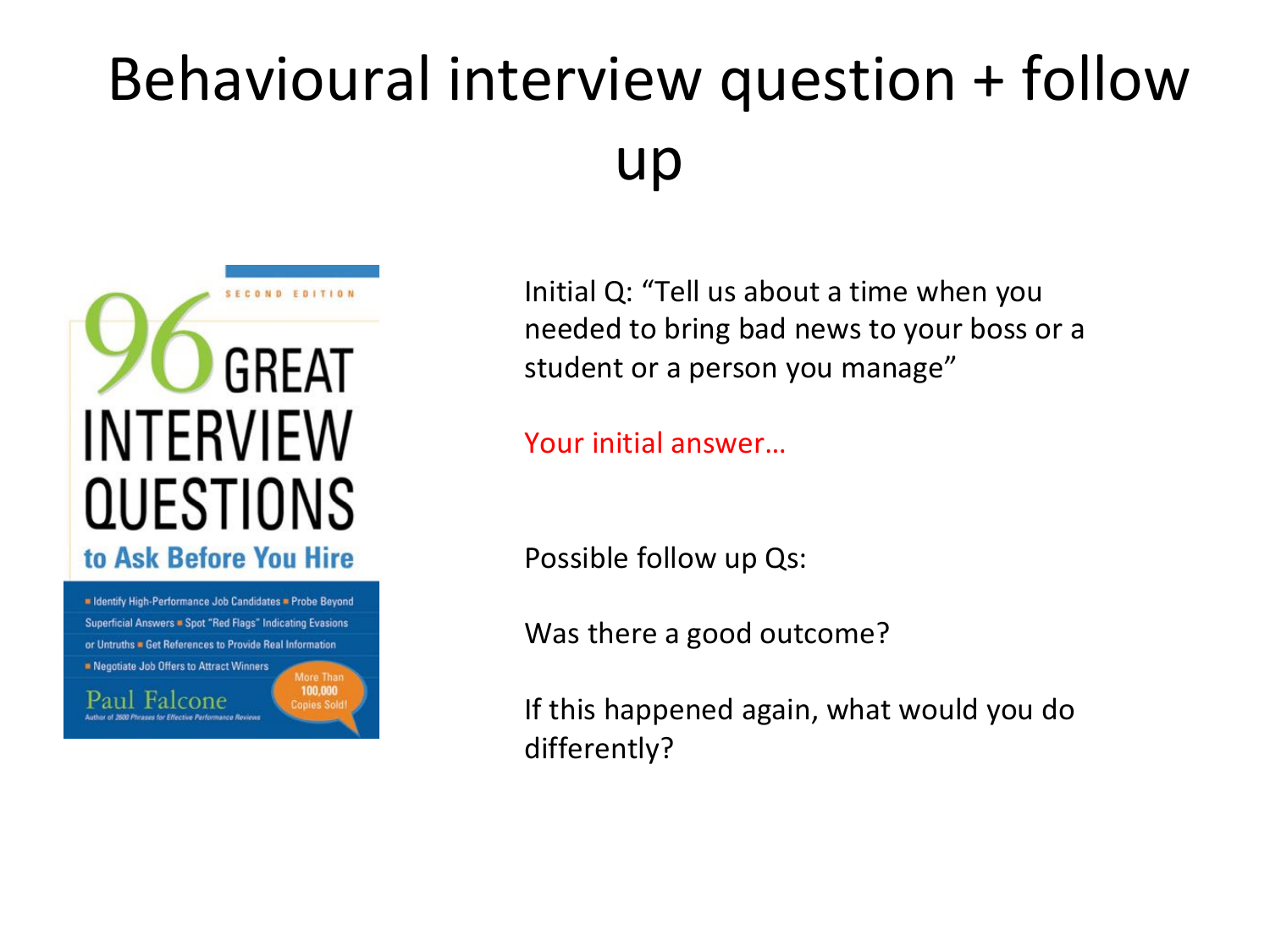# Behavioural interview question + follow up

Initial Q: "Tell us about a time when you needed to bring bad news to your boss or a student or a person you manage"

Your initial answer…

Possible follow up Qs:

Was there a good outcome?

If this happened again, what would you do differently?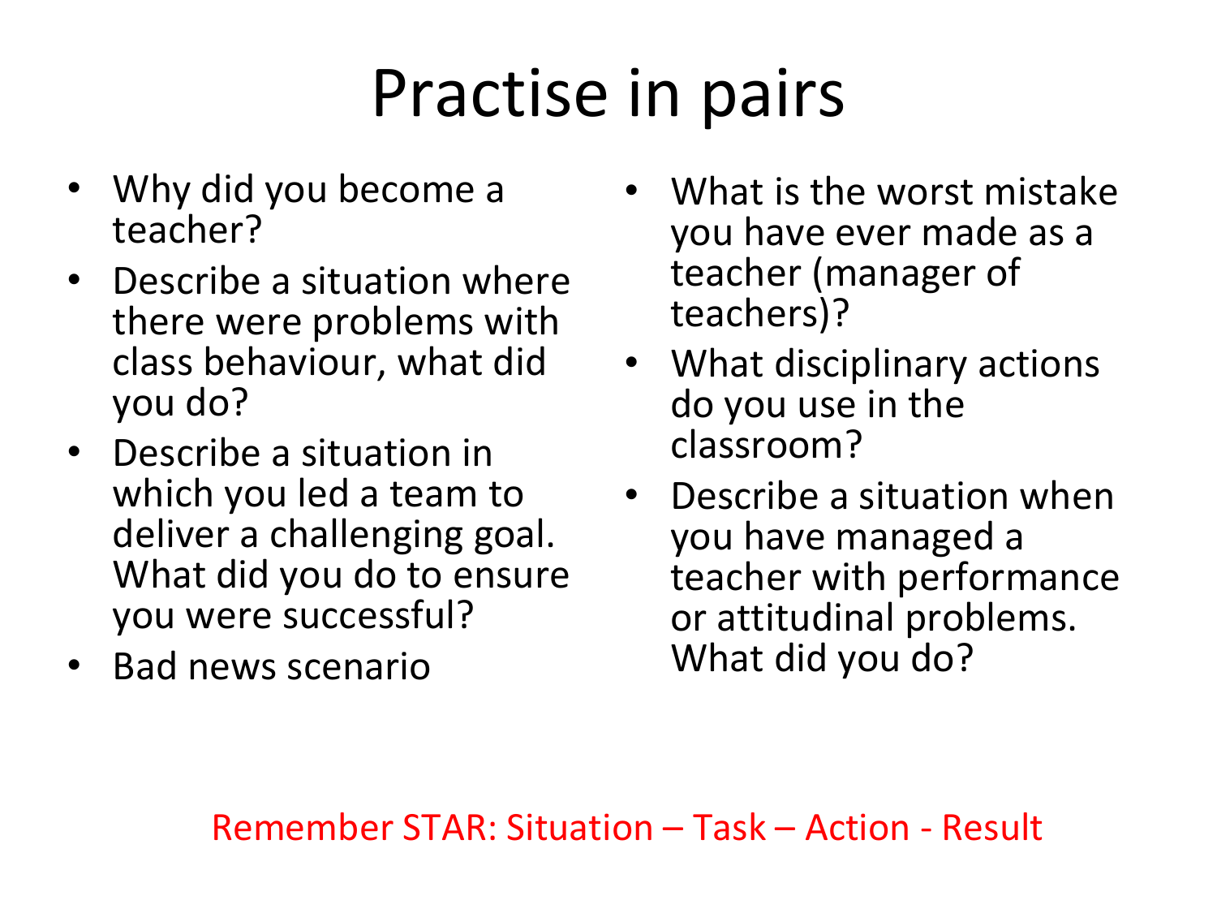# Practise in pairs

- Why did you become a teacher?
- Describe a situation where there were problems with class behaviour, what did you do?
- Describe a situation in which you led a team to deliver a challenging goal. What did you do to ensure you were successful?
- Bad news scenario
- What is the worst mistake you have ever made as a teacher (manager of teachers)?
- What disciplinary actions do you use in the classroom?
- Describe a situation when you have managed a teacher with performance or attitudinal problems. What did you do?

Remember STAR: Situation – Task – Action - Result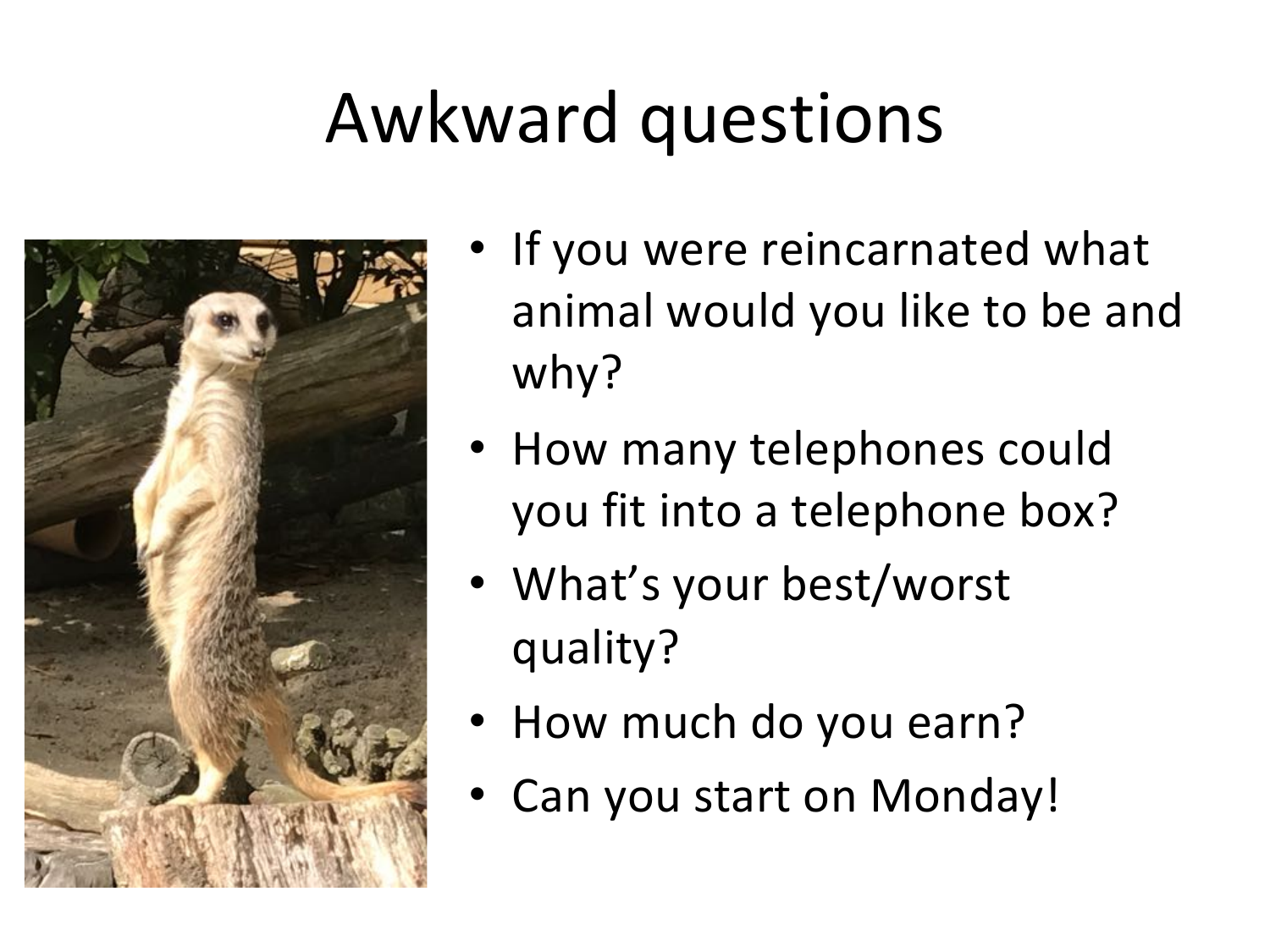# Awkward questions

- If you were reincarnated what animal would you like to be and why?
- How many telephones could you fit into a telephone box?
- What's your best/worst quality?
- How much do you earn?
- Can you start on Monday!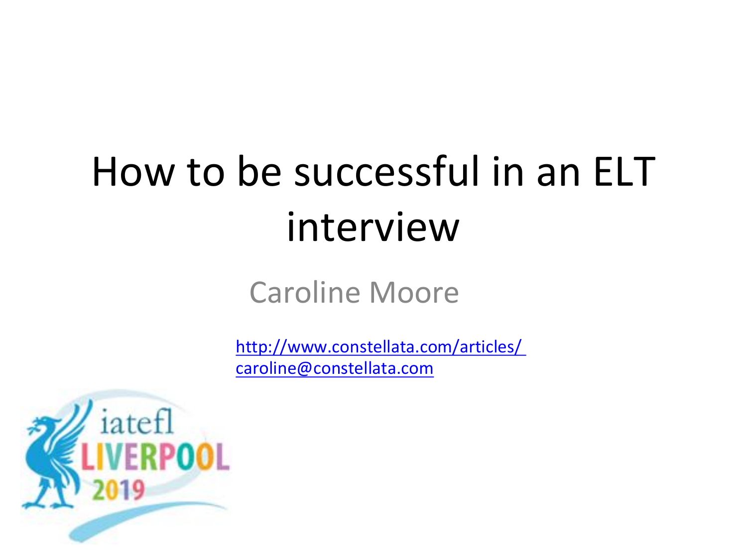# How to be successful in an ELT interview

Caroline Moore

http://www.constellata.com/articles/
caroline@constellata.com

iatefl LIVERPOOL 2019